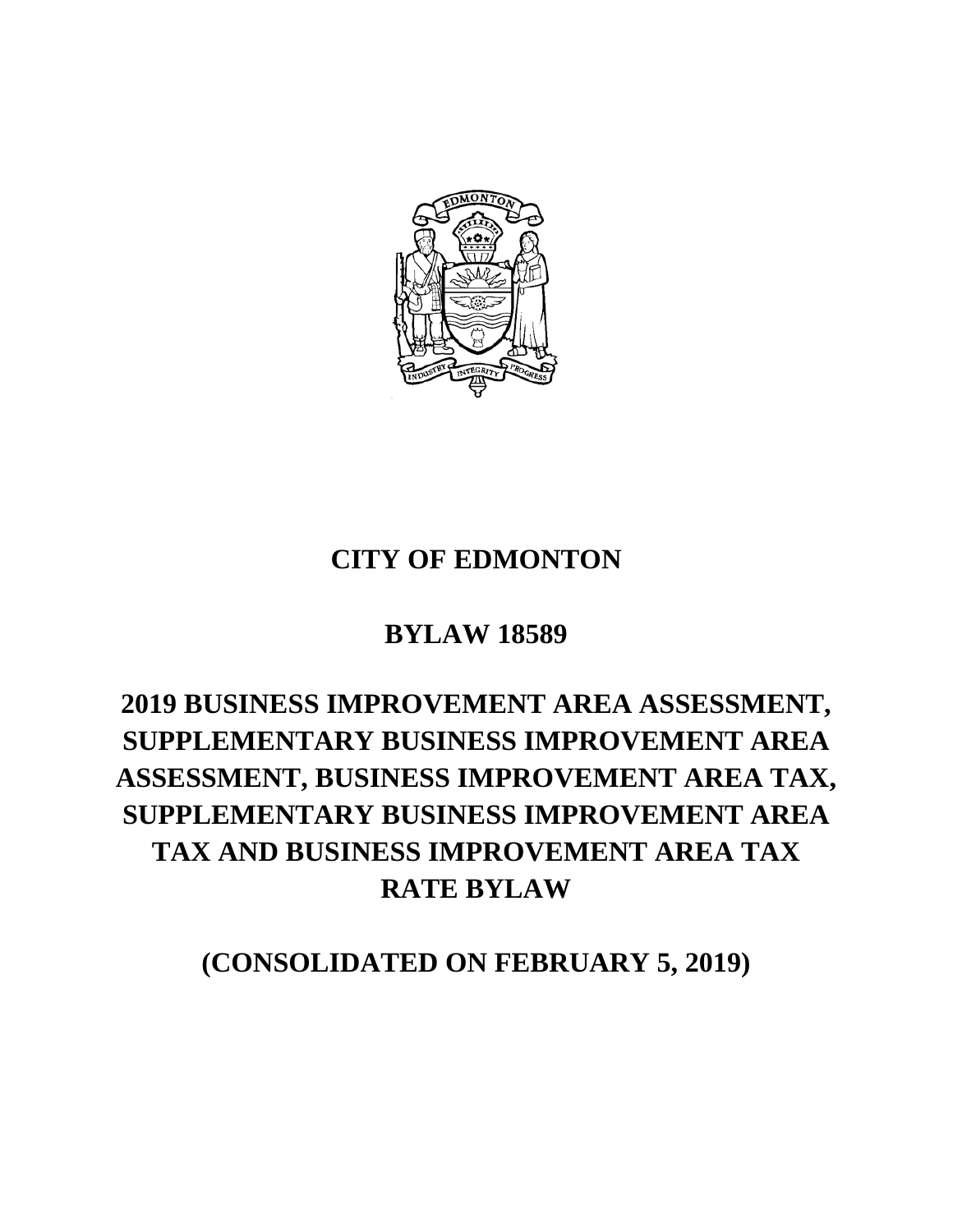# CITY OF EDMONTON

## BYLAW 18589

## 2019 BUSINESS IMPROVEMENT AREA ASSESSMENT, SUPPLEMENTARY BUSINESS IMPROVEMENT AREA ASSESSMENT, BUSINESS IMPROVEMENT AREA TAX, SUPPLEMENTARY BUSINESS IMPROVEMENT AREA TAX AND BUSINESS IMPROVEMENT AREA TAX RATE BYLAW

## (CONSOLIDATED ON FEBRUARY 5, 2019)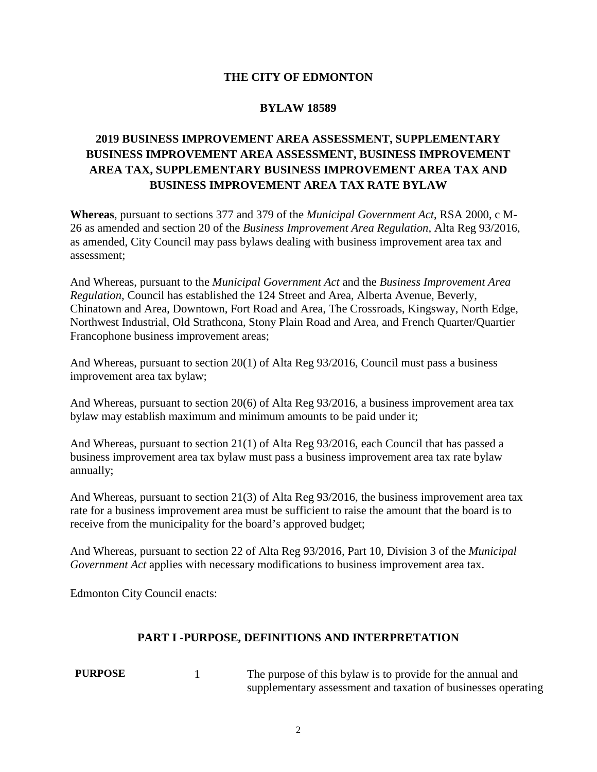# THE CITY OF EDMONTON

## BYLAW 18589

## 2019 BUSINESS IMPROVEMENT AREA ASSESSMENT, SUPPLEMENTARY BUSINESS IMPROVEMENT AREA ASSESSMENT, BUSINESS IMPROVEMENT AREA TAX, SUPPLEMENTARY BUSINESS IMPROVEMENT AREA TAX AND BUSINESS IMPROVEMENT AREA TAX RATE BYLAW

**Whereas**, pursuant to sections 377 and 379 of the *Municipal Government Act*, RSA 2000, c M-26 as amended and section 20 of the *Business Improvement Area Regulation*, Alta Reg 93/2016, as amended, City Council may pass bylaws dealing with business improvement area tax and assessment;

And Whereas, pursuant to the *Municipal Government Act* and the *Business Improvement Area Regulation*, Council has established the 124 Street and Area, Alberta Avenue, Beverly, Chinatown and Area, Downtown, Fort Road and Area, The Crossroads, Kingsway, North Edge, Northwest Industrial, Old Strathcona, Stony Plain Road and Area, and French Quarter/Quartier Francophone business improvement areas;

And Whereas, pursuant to section 20(1) of Alta Reg 93/2016, Council must pass a business improvement area tax bylaw;

And Whereas, pursuant to section 20(6) of Alta Reg 93/2016, a business improvement area tax bylaw may establish maximum and minimum amounts to be paid under it;

And Whereas, pursuant to section 21(1) of Alta Reg 93/2016, each Council that has passed a business improvement area tax bylaw must pass a business improvement area tax rate bylaw annually;

And Whereas, pursuant to section 21(3) of Alta Reg 93/2016, the business improvement area tax rate for a business improvement area must be sufficient to raise the amount that the board is to receive from the municipality for the board's approved budget;

And Whereas, pursuant to section 22 of Alta Reg 93/2016, Part 10, Division 3 of the *Municipal Government Act* applies with necessary modifications to business improvement area tax.

Edmonton City Council enacts:

## PART I -PURPOSE, DEFINITIONS AND INTERPRETATION

**PURPOSE** 1 The purpose of this bylaw is to provide for the annual and supplementary assessment and taxation of businesses operating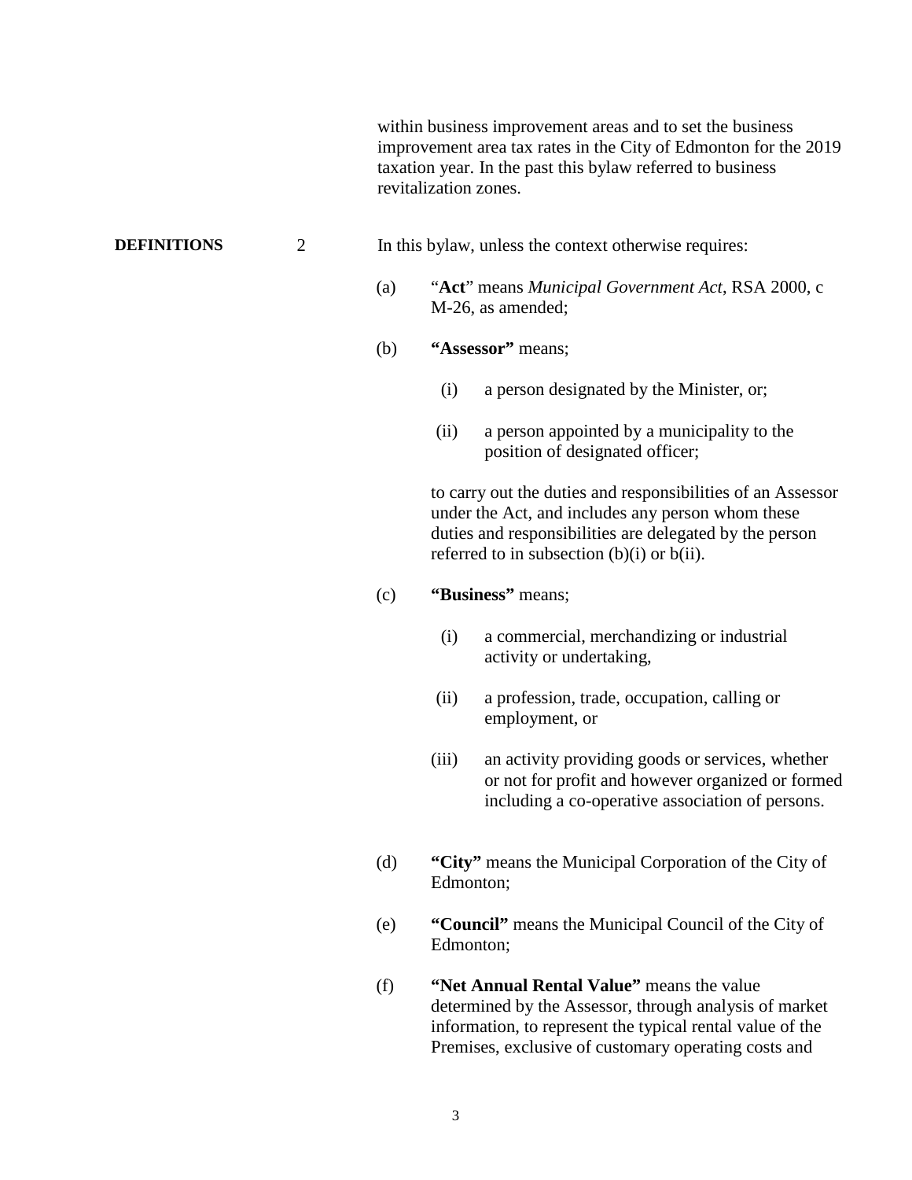within business improvement areas and to set the business improvement area tax rates in the City of Edmonton for the 2019 taxation year. In the past this bylaw referred to business revitalization zones.

**DEFINITIONS** 2 In this bylaw, unless the context otherwise requires:

(a) "**Act**" means *Municipal Government Act*, RSA 2000, c M-26, as amended;

(b) **"Assessor"** means;

(i) a person designated by the Minister, or;

(ii) a person appointed by a municipality to the position of designated officer;

to carry out the duties and responsibilities of an Assessor under the Act, and includes any person whom these duties and responsibilities are delegated by the person referred to in subsection (b)(i) or b(ii).

(c) **"Business"** means;

(i) a commercial, merchandizing or industrial activity or undertaking,

(ii) a profession, trade, occupation, calling or employment, or

(iii) an activity providing goods or services, whether or not for profit and however organized or formed including a co-operative association of persons.

(d) **"City"** means the Municipal Corporation of the City of Edmonton;

(e) **"Council"** means the Municipal Council of the City of Edmonton;

(f) **"Net Annual Rental Value"** means the value determined by the Assessor, through analysis of market information, to represent the typical rental value of the Premises, exclusive of customary operating costs and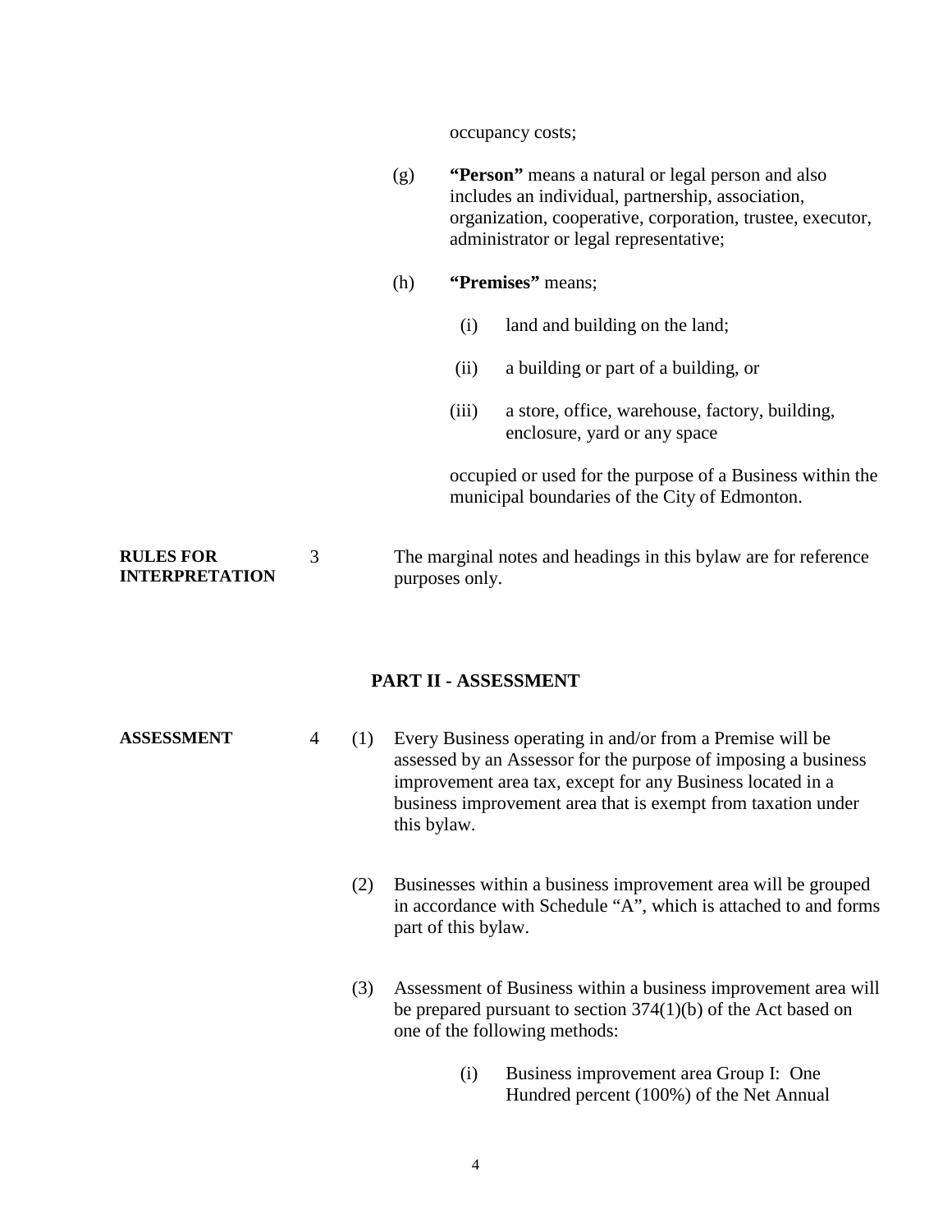occupancy costs;

(g) **"Person"** means a natural or legal person and also includes an individual, partnership, association, organization, cooperative, corporation, trustee, executor, administrator or legal representative;

(h) **"Premises"** means;

(i) land and building on the land;

(ii) a building or part of a building, or

(iii) a store, office, warehouse, factory, building, enclosure, yard or any space

occupied or used for the purpose of a Business within the municipal boundaries of the City of Edmonton.

**RULES FOR INTERPRETATION**

3 The marginal notes and headings in this bylaw are for reference purposes only.

## PART II - ASSESSMENT

**ASSESSMENT**

4 (1) Every Business operating in and/or from a Premise will be assessed by an Assessor for the purpose of imposing a business improvement area tax, except for any Business located in a business improvement area that is exempt from taxation under this bylaw.

(2) Businesses within a business improvement area will be grouped in accordance with Schedule "A", which is attached to and forms part of this bylaw.

(3) Assessment of Business within a business improvement area will be prepared pursuant to section 374(1)(b) of the Act based on one of the following methods:

(i) Business improvement area Group I: One Hundred percent (100%) of the Net Annual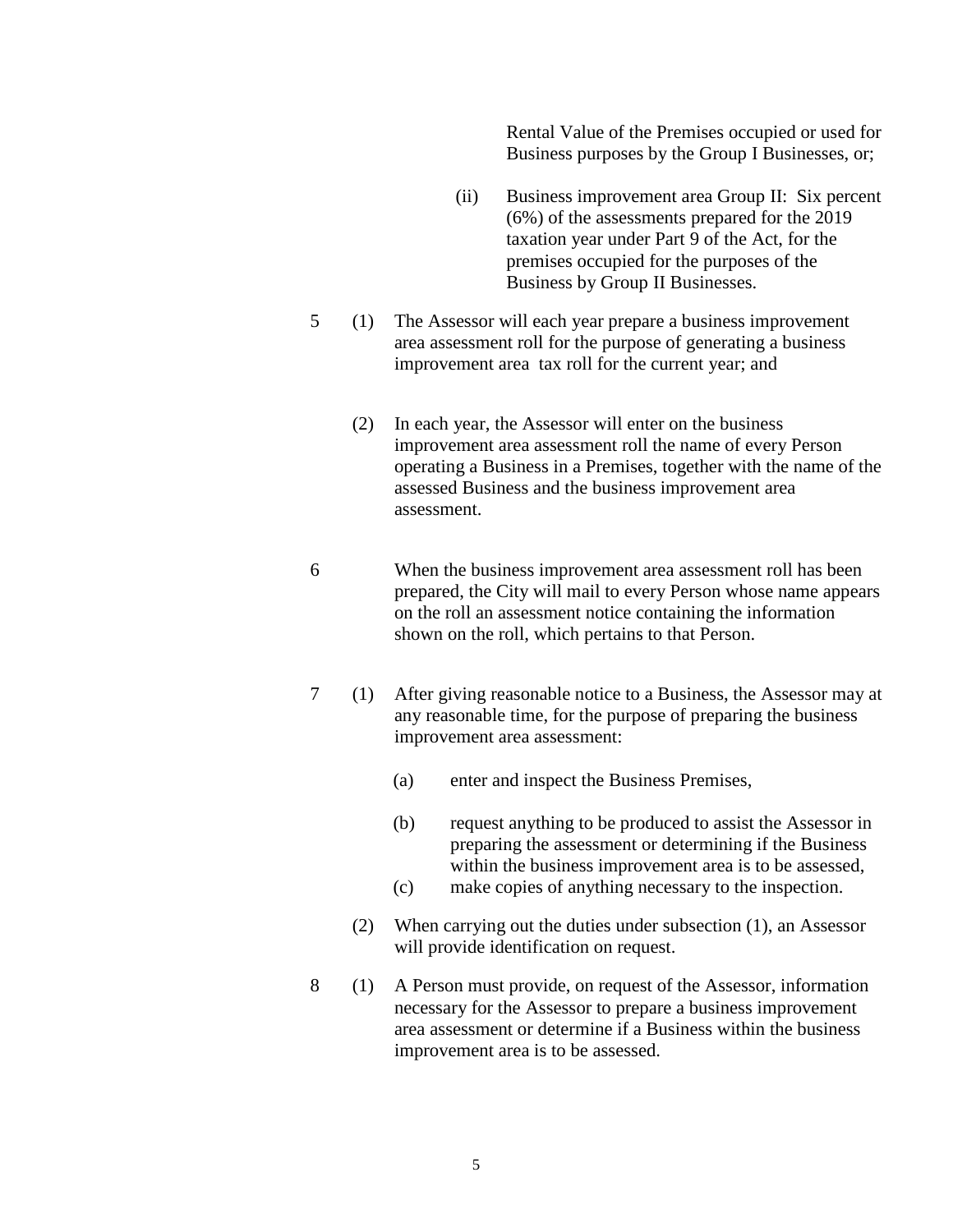Rental Value of the Premises occupied or used for Business purposes by the Group I Businesses, or;

(ii) Business improvement area Group II: Six percent (6%) of the assessments prepared for the 2019 taxation year under Part 9 of the Act, for the premises occupied for the purposes of the Business by Group II Businesses.

5 (1) The Assessor will each year prepare a business improvement area assessment roll for the purpose of generating a business improvement area tax roll for the current year; and

(2) In each year, the Assessor will enter on the business improvement area assessment roll the name of every Person operating a Business in a Premises, together with the name of the assessed Business and the business improvement area assessment.

6 When the business improvement area assessment roll has been prepared, the City will mail to every Person whose name appears on the roll an assessment notice containing the information shown on the roll, which pertains to that Person.

7 (1) After giving reasonable notice to a Business, the Assessor may at any reasonable time, for the purpose of preparing the business improvement area assessment:

(a) enter and inspect the Business Premises,

(b) request anything to be produced to assist the Assessor in preparing the assessment or determining if the Business within the business improvement area is to be assessed,

(c) make copies of anything necessary to the inspection.

(2) When carrying out the duties under subsection (1), an Assessor will provide identification on request.

8 (1) A Person must provide, on request of the Assessor, information necessary for the Assessor to prepare a business improvement area assessment or determine if a Business within the business improvement area is to be assessed.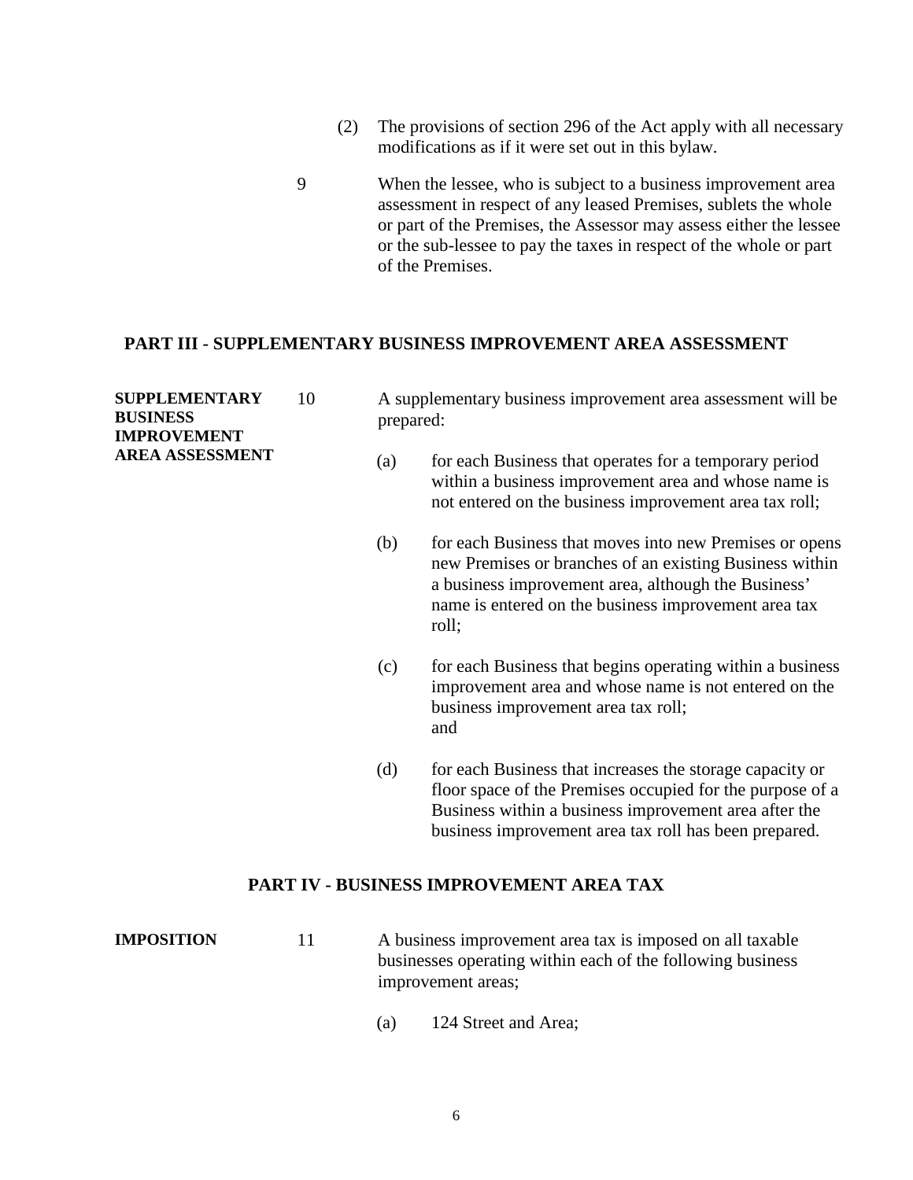(2) The provisions of section 296 of the Act apply with all necessary modifications as if it were set out in this bylaw.

9 When the lessee, who is subject to a business improvement area assessment in respect of any leased Premises, sublets the whole or part of the Premises, the Assessor may assess either the lessee or the sub-lessee to pay the taxes in respect of the whole or part of the Premises.

## PART III - SUPPLEMENTARY BUSINESS IMPROVEMENT AREA ASSESSMENT

**SUPPLEMENTARY BUSINESS IMPROVEMENT AREA ASSESSMENT**

10 A supplementary business improvement area assessment will be prepared:

(a) for each Business that operates for a temporary period within a business improvement area and whose name is not entered on the business improvement area tax roll;

(b) for each Business that moves into new Premises or opens new Premises or branches of an existing Business within a business improvement area, although the Business' name is entered on the business improvement area tax roll;

(c) for each Business that begins operating within a business improvement area and whose name is not entered on the business improvement area tax roll;
and

(d) for each Business that increases the storage capacity or floor space of the Premises occupied for the purpose of a Business within a business improvement area after the business improvement area tax roll has been prepared.

## PART IV - BUSINESS IMPROVEMENT AREA TAX

**IMPOSITION**

11 A business improvement area tax is imposed on all taxable businesses operating within each of the following business improvement areas;

(a) 124 Street and Area;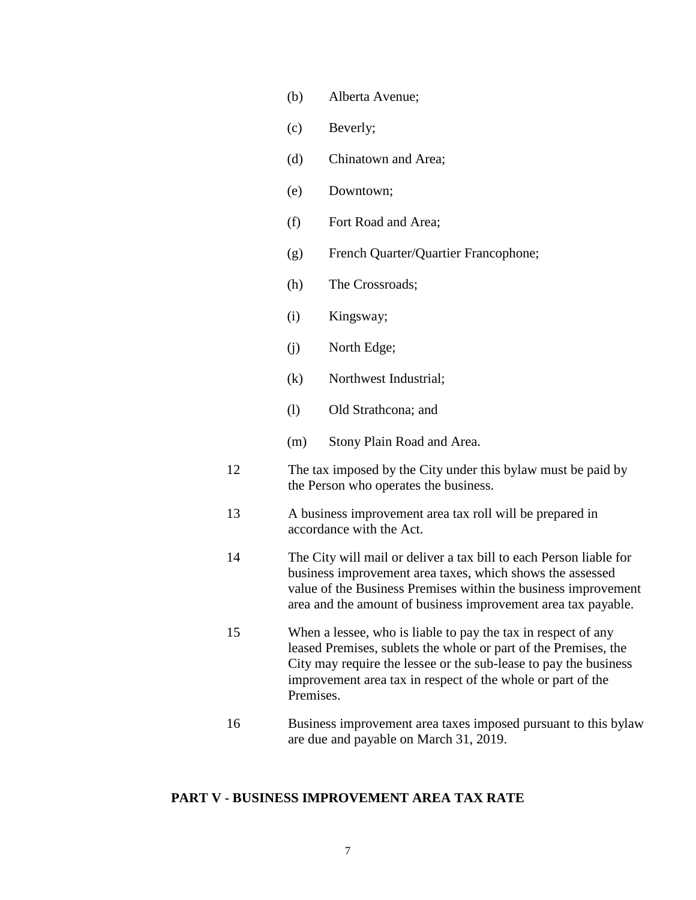(b) Alberta Avenue;

(c) Beverly;

(d) Chinatown and Area;

(e) Downtown;

(f) Fort Road and Area;

(g) French Quarter/Quartier Francophone;

(h) The Crossroads;

(i) Kingsway;

(j) North Edge;

(k) Northwest Industrial;

(l) Old Strathcona; and

(m) Stony Plain Road and Area.

12 The tax imposed by the City under this bylaw must be paid by the Person who operates the business.

13 A business improvement area tax roll will be prepared in accordance with the Act.

14 The City will mail or deliver a tax bill to each Person liable for business improvement area taxes, which shows the assessed value of the Business Premises within the business improvement area and the amount of business improvement area tax payable.

15 When a lessee, who is liable to pay the tax in respect of any leased Premises, sublets the whole or part of the Premises, the City may require the lessee or the sub-lease to pay the business improvement area tax in respect of the whole or part of the Premises.

16 Business improvement area taxes imposed pursuant to this bylaw are due and payable on March 31, 2019.

## PART V - BUSINESS IMPROVEMENT AREA TAX RATE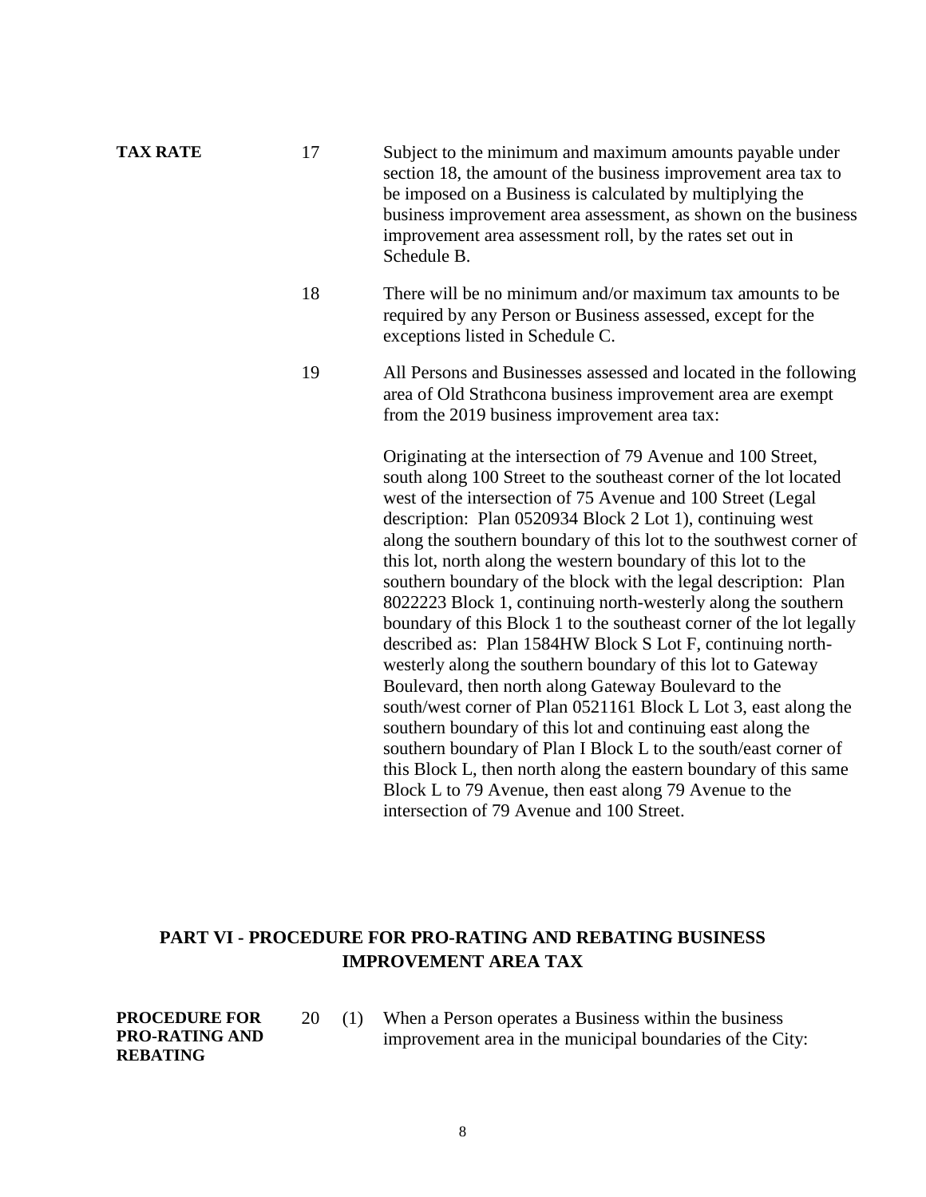**TAX RATE**

17 Subject to the minimum and maximum amounts payable under section 18, the amount of the business improvement area tax to be imposed on a Business is calculated by multiplying the business improvement area assessment, as shown on the business improvement area assessment roll, by the rates set out in Schedule B.

18 There will be no minimum and/or maximum tax amounts to be required by any Person or Business assessed, except for the exceptions listed in Schedule C.

19 All Persons and Businesses assessed and located in the following area of Old Strathcona business improvement area are exempt from the 2019 business improvement area tax:

Originating at the intersection of 79 Avenue and 100 Street, south along 100 Street to the southeast corner of the lot located west of the intersection of 75 Avenue and 100 Street (Legal description: Plan 0520934 Block 2 Lot 1), continuing west along the southern boundary of this lot to the southwest corner of this lot, north along the western boundary of this lot to the southern boundary of the block with the legal description: Plan 8022223 Block 1, continuing north-westerly along the southern boundary of this Block 1 to the southeast corner of the lot legally described as: Plan 1584HW Block S Lot F, continuing north-westerly along the southern boundary of this lot to Gateway Boulevard, then north along Gateway Boulevard to the south/west corner of Plan 0521161 Block L Lot 3, east along the southern boundary of this lot and continuing east along the southern boundary of Plan I Block L to the south/east corner of this Block L, then north along the eastern boundary of this same Block L to 79 Avenue, then east along 79 Avenue to the intersection of 79 Avenue and 100 Street.

## PART VI - PROCEDURE FOR PRO-RATING AND REBATING BUSINESS IMPROVEMENT AREA TAX

**PROCEDURE FOR PRO-RATING AND REBATING**

20 (1) When a Person operates a Business within the business improvement area in the municipal boundaries of the City: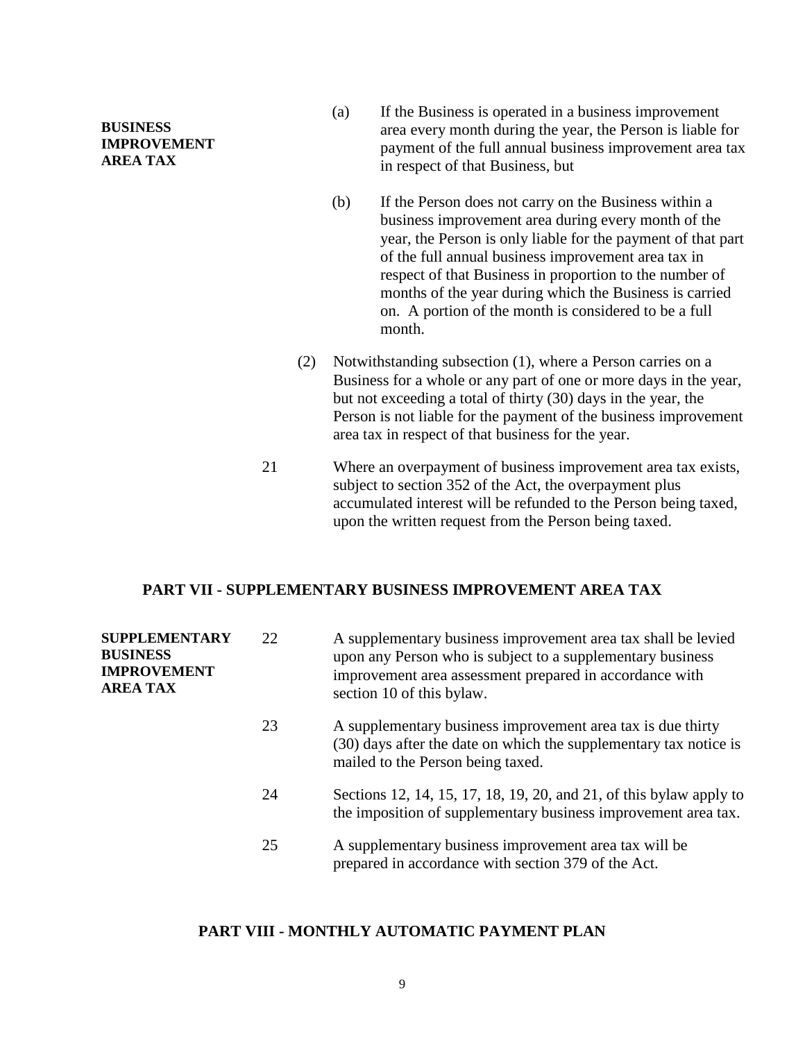**BUSINESS IMPROVEMENT AREA TAX**

(a) If the Business is operated in a business improvement area every month during the year, the Person is liable for payment of the full annual business improvement area tax in respect of that Business, but

(b) If the Person does not carry on the Business within a business improvement area during every month of the year, the Person is only liable for the payment of that part of the full annual business improvement area tax in respect of that Business in proportion to the number of months of the year during which the Business is carried on. A portion of the month is considered to be a full month.

(2) Notwithstanding subsection (1), where a Person carries on a Business for a whole or any part of one or more days in the year, but not exceeding a total of thirty (30) days in the year, the Person is not liable for the payment of the business improvement area tax in respect of that business for the year.

21 Where an overpayment of business improvement area tax exists, subject to section 352 of the Act, the overpayment plus accumulated interest will be refunded to the Person being taxed, upon the written request from the Person being taxed.

## PART VII - SUPPLEMENTARY BUSINESS IMPROVEMENT AREA TAX

**SUPPLEMENTARY BUSINESS IMPROVEMENT AREA TAX**

22 A supplementary business improvement area tax shall be levied upon any Person who is subject to a supplementary business improvement area assessment prepared in accordance with section 10 of this bylaw.

23 A supplementary business improvement area tax is due thirty (30) days after the date on which the supplementary tax notice is mailed to the Person being taxed.

24 Sections 12, 14, 15, 17, 18, 19, 20, and 21, of this bylaw apply to the imposition of supplementary business improvement area tax.

25 A supplementary business improvement area tax will be prepared in accordance with section 379 of the Act.

## PART VIII - MONTHLY AUTOMATIC PAYMENT PLAN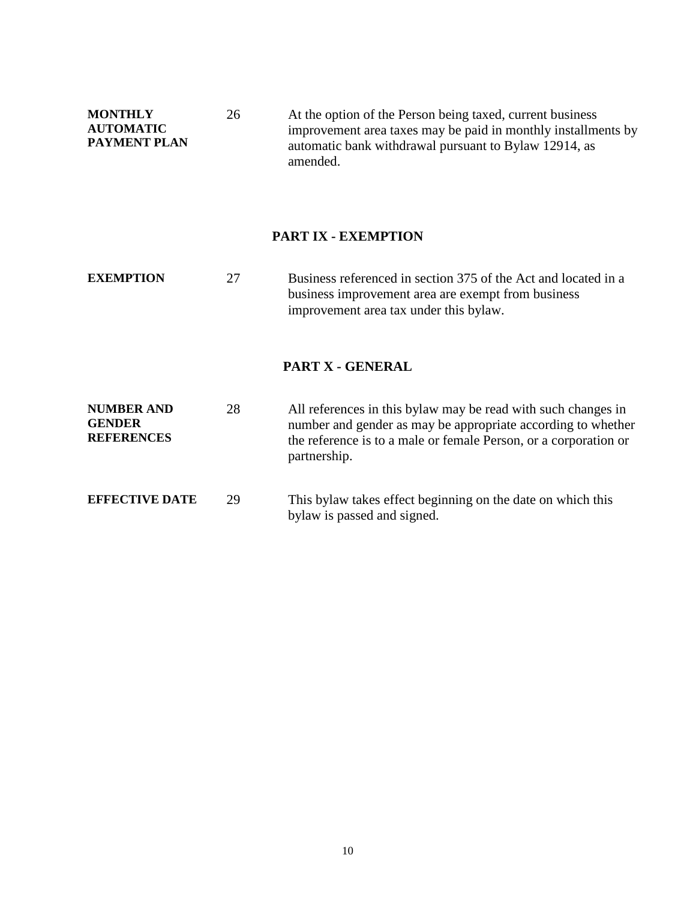**MONTHLY AUTOMATIC PAYMENT PLAN**

26 At the option of the Person being taxed, current business improvement area taxes may be paid in monthly installments by automatic bank withdrawal pursuant to Bylaw 12914, as amended.

## PART IX - EXEMPTION

**EXEMPTION**

27 Business referenced in section 375 of the Act and located in a business improvement area are exempt from business improvement area tax under this bylaw.

## PART X - GENERAL

**NUMBER AND GENDER REFERENCES**

28 All references in this bylaw may be read with such changes in number and gender as may be appropriate according to whether the reference is to a male or female Person, or a corporation or partnership.

**EFFECTIVE DATE**

29 This bylaw takes effect beginning on the date on which this bylaw is passed and signed.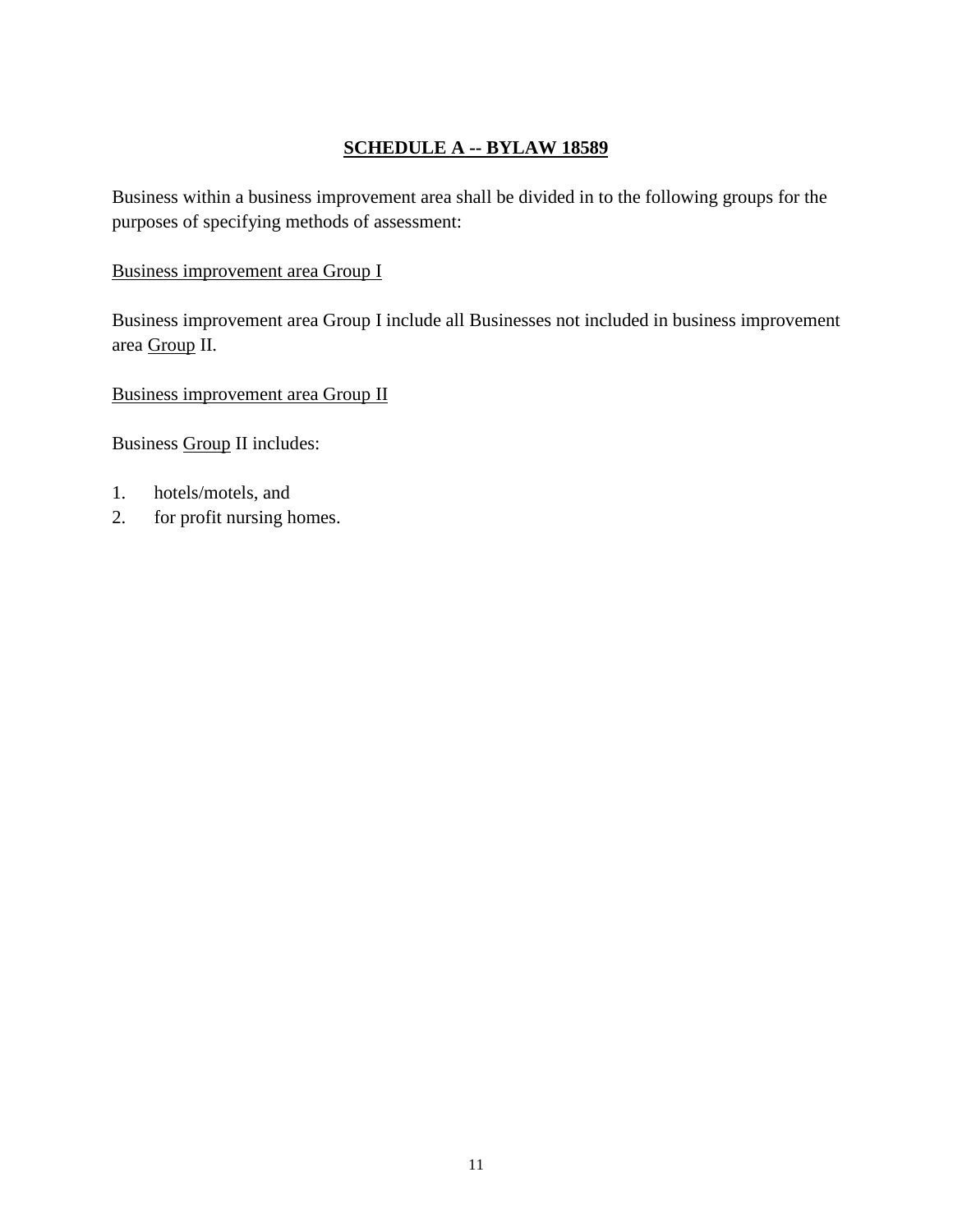# **SCHEDULE A -- BYLAW 18589**

Business within a business improvement area shall be divided in to the following groups for the purposes of specifying methods of assessment:

<u>Business improvement area Group I</u>

Business improvement area Group I include all Businesses not included in business improvement area <u>Group</u> II.

<u>Business improvement area Group II</u>

Business <u>Group</u> II includes:

1. hotels/motels, and
2. for profit nursing homes.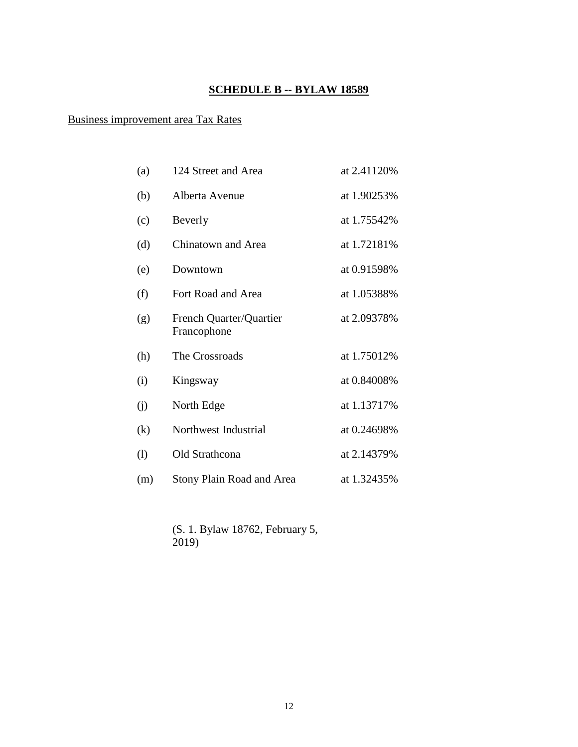## SCHEDULE B -- BYLAW 18589

Business improvement area Tax Rates

| | | |
|---|---|---|
| (a) | 124 Street and Area | at 2.41120% |
| (b) | Alberta Avenue | at 1.90253% |
| (c) | Beverly | at 1.75542% |
| (d) | Chinatown and Area | at 1.72181% |
| (e) | Downtown | at 0.91598% |
| (f) | Fort Road and Area | at 1.05388% |
| (g) | French Quarter/Quartier Francophone | at 2.09378% |
| (h) | The Crossroads | at 1.75012% |
| (i) | Kingsway | at 0.84008% |
| (j) | North Edge | at 1.13717% |
| (k) | Northwest Industrial | at 0.24698% |
| (l) | Old Strathcona | at 2.14379% |
| (m) | Stony Plain Road and Area | at 1.32435% |

(S. 1. Bylaw 18762, February 5, 2019)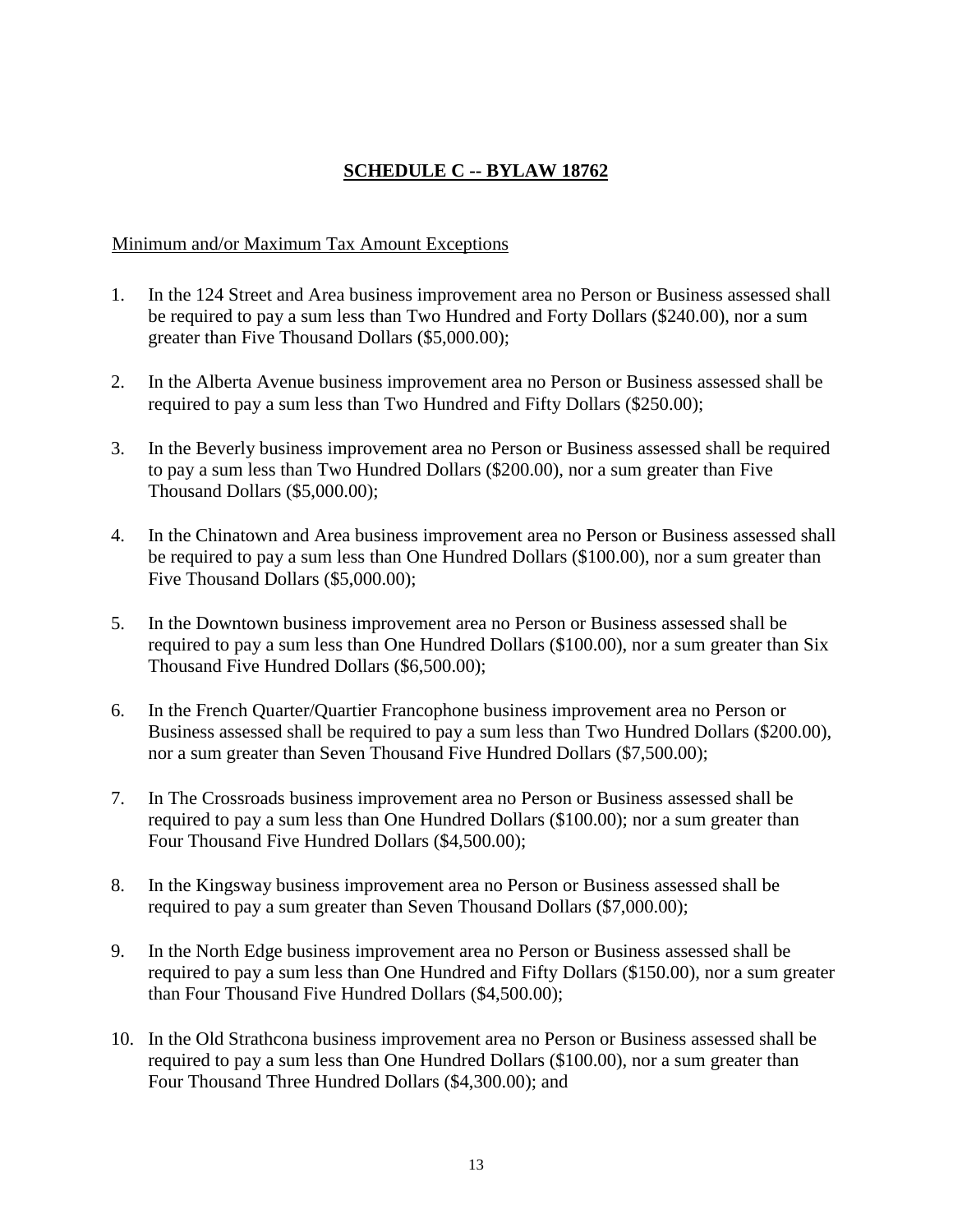## **SCHEDULE C -- BYLAW 18762**

Minimum and/or Maximum Tax Amount Exceptions

1. In the 124 Street and Area business improvement area no Person or Business assessed shall be required to pay a sum less than Two Hundred and Forty Dollars ($240.00), nor a sum greater than Five Thousand Dollars ($5,000.00);

2. In the Alberta Avenue business improvement area no Person or Business assessed shall be required to pay a sum less than Two Hundred and Fifty Dollars ($250.00);

3. In the Beverly business improvement area no Person or Business assessed shall be required to pay a sum less than Two Hundred Dollars ($200.00), nor a sum greater than Five Thousand Dollars ($5,000.00);

4. In the Chinatown and Area business improvement area no Person or Business assessed shall be required to pay a sum less than One Hundred Dollars ($100.00), nor a sum greater than Five Thousand Dollars ($5,000.00);

5. In the Downtown business improvement area no Person or Business assessed shall be required to pay a sum less than One Hundred Dollars ($100.00), nor a sum greater than Six Thousand Five Hundred Dollars ($6,500.00);

6. In the French Quarter/Quartier Francophone business improvement area no Person or Business assessed shall be required to pay a sum less than Two Hundred Dollars ($200.00), nor a sum greater than Seven Thousand Five Hundred Dollars ($7,500.00);

7. In The Crossroads business improvement area no Person or Business assessed shall be required to pay a sum less than One Hundred Dollars ($100.00); nor a sum greater than Four Thousand Five Hundred Dollars ($4,500.00);

8. In the Kingsway business improvement area no Person or Business assessed shall be required to pay a sum greater than Seven Thousand Dollars ($7,000.00);

9. In the North Edge business improvement area no Person or Business assessed shall be required to pay a sum less than One Hundred and Fifty Dollars ($150.00), nor a sum greater than Four Thousand Five Hundred Dollars ($4,500.00);

10. In the Old Strathcona business improvement area no Person or Business assessed shall be required to pay a sum less than One Hundred Dollars ($100.00), nor a sum greater than Four Thousand Three Hundred Dollars ($4,300.00); and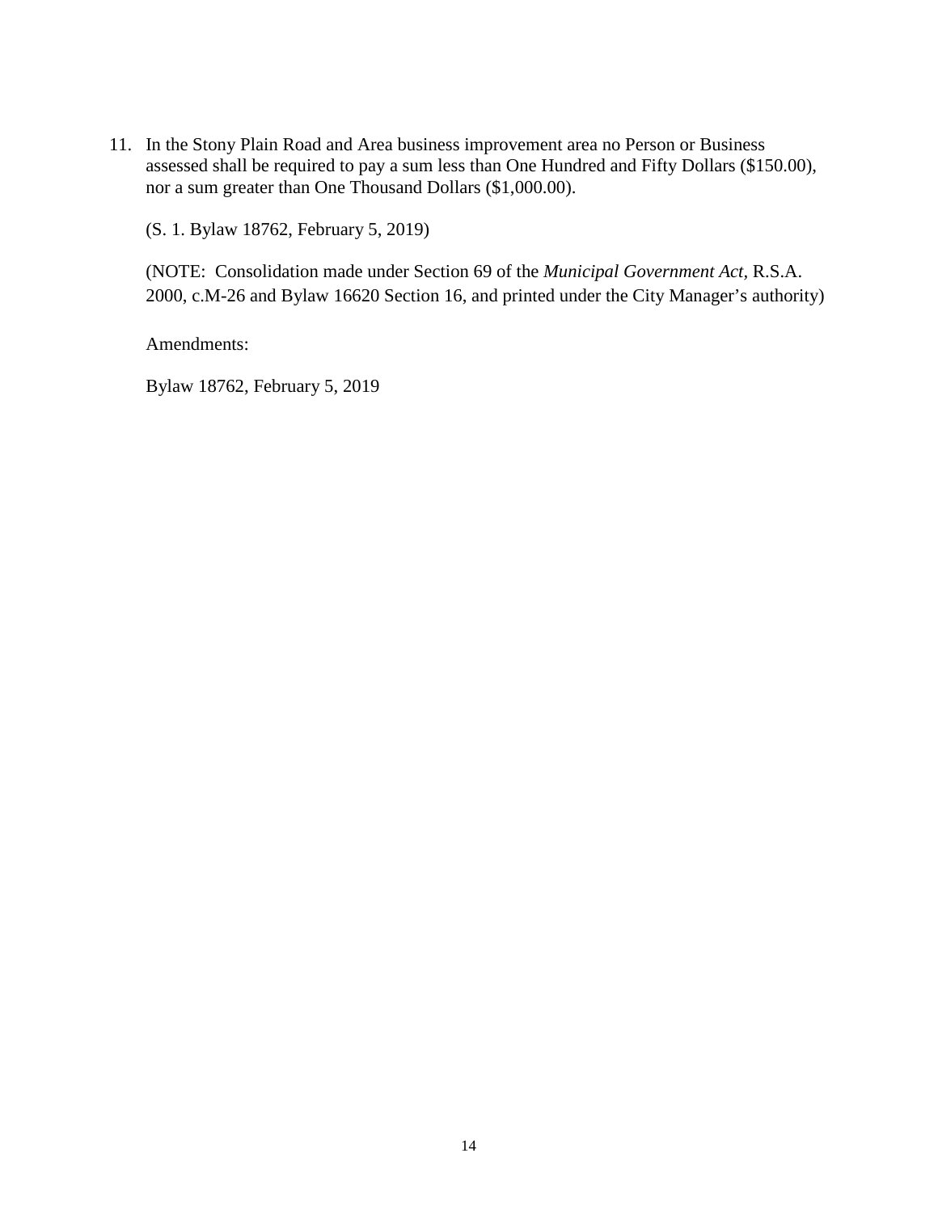11. In the Stony Plain Road and Area business improvement area no Person or Business assessed shall be required to pay a sum less than One Hundred and Fifty Dollars ($150.00), nor a sum greater than One Thousand Dollars ($1,000.00).

    (S. 1. Bylaw 18762, February 5, 2019)

    (NOTE: Consolidation made under Section 69 of the *Municipal Government Act*, R.S.A. 2000, c.M-26 and Bylaw 16620 Section 16, and printed under the City Manager's authority)

    Amendments:

    Bylaw 18762, February 5, 2019